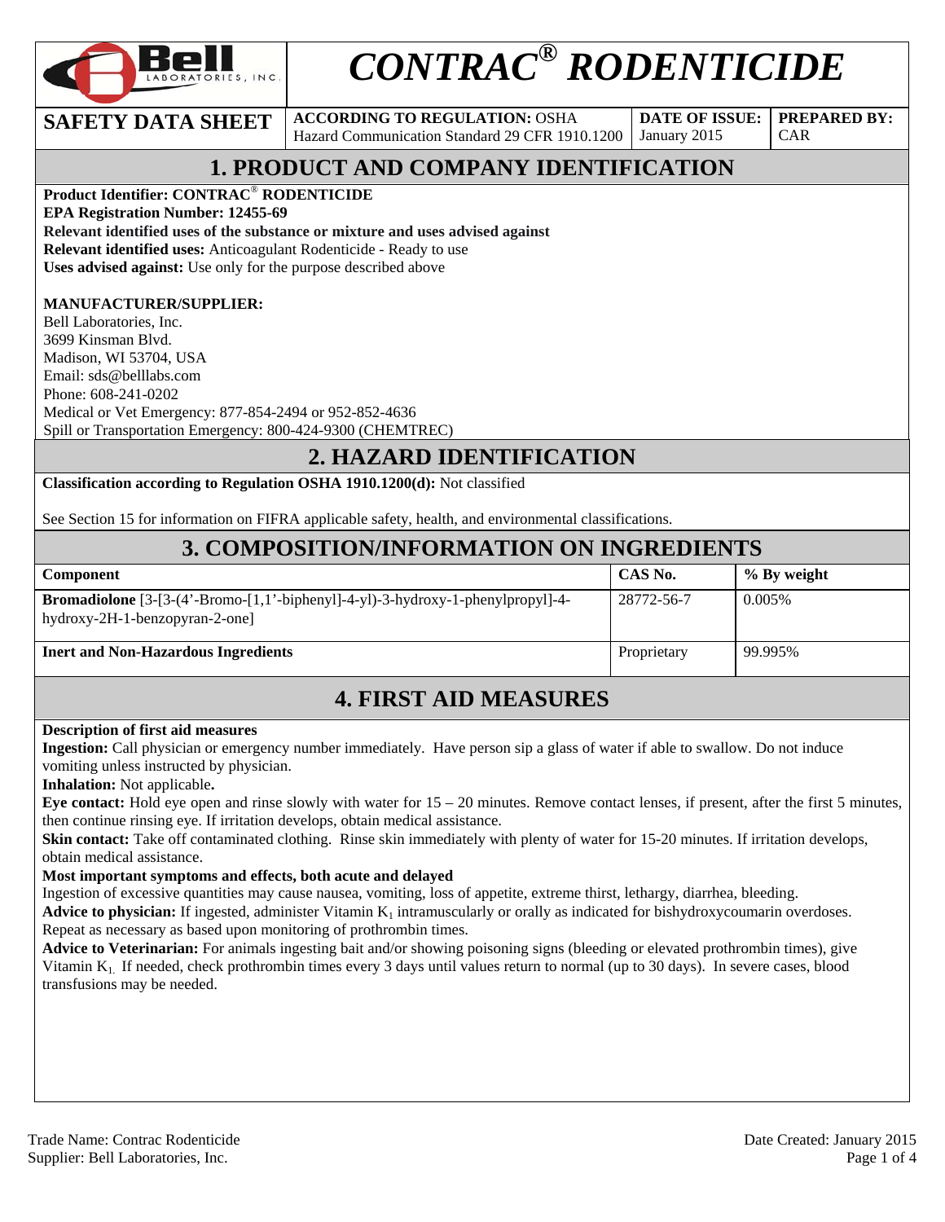# CONTRAC® RODENTICIDE

| SAFETY DATA SHEET | ACCORDING TO REGULATION: OSHA Hazard Communication Standard 29 CFR 1910.1200 | DATE OF ISSUE: January 2015 | PREPARED BY: CAR |
|---|---|---|---|

## 1. PRODUCT AND COMPANY IDENTIFICATION

**Product Identifier: CONTRAC® RODENTICIDE**
**EPA Registration Number: 12455-69**
**Relevant identified uses of the substance or mixture and uses advised against**
**Relevant identified uses:** Anticoagulant Rodenticide - Ready to use
**Uses advised against:** Use only for the purpose described above

**MANUFACTURER/SUPPLIER:**
Bell Laboratories, Inc.
3699 Kinsman Blvd.
Madison, WI 53704, USA
Email: sds@belllabs.com
Phone: 608-241-0202
Medical or Vet Emergency: 877-854-2494 or 952-852-4636
Spill or Transportation Emergency: 800-424-9300 (CHEMTREC)

## 2. HAZARD IDENTIFICATION

**Classification according to Regulation OSHA 1910.1200(d):** Not classified

See Section 15 for information on FIFRA applicable safety, health, and environmental classifications.

## 3. COMPOSITION/INFORMATION ON INGREDIENTS

| Component | CAS No. | % By weight |
|---|---|---|
| **Bromadiolone** [3-[3-(4'-Bromo-[1,1'-biphenyl]-4-yl)-3-hydroxy-1-phenylpropyl]-4-hydroxy-2H-1-benzopyran-2-one] | 28772-56-7 | 0.005% |
| **Inert and Non-Hazardous Ingredients** | Proprietary | 99.995% |

## 4. FIRST AID MEASURES

**Description of first aid measures**
**Ingestion:** Call physician or emergency number immediately. Have person sip a glass of water if able to swallow. Do not induce vomiting unless instructed by physician.
**Inhalation:** Not applicable**.**
**Eye contact:** Hold eye open and rinse slowly with water for 15 – 20 minutes. Remove contact lenses, if present, after the first 5 minutes, then continue rinsing eye. If irritation develops, obtain medical assistance.
**Skin contact:** Take off contaminated clothing. Rinse skin immediately with plenty of water for 15-20 minutes. If irritation develops, obtain medical assistance.
**Most important symptoms and effects, both acute and delayed**
Ingestion of excessive quantities may cause nausea, vomiting, loss of appetite, extreme thirst, lethargy, diarrhea, bleeding.
**Advice to physician:** If ingested, administer Vitamin $K_1$ intramuscularly or orally as indicated for bishydroxycoumarin overdoses. Repeat as necessary as based upon monitoring of prothrombin times.
**Advice to Veterinarian:** For animals ingesting bait and/or showing poisoning signs (bleeding or elevated prothrombin times), give Vitamin $K_1$. If needed, check prothrombin times every 3 days until values return to normal (up to 30 days). In severe cases, blood transfusions may be needed.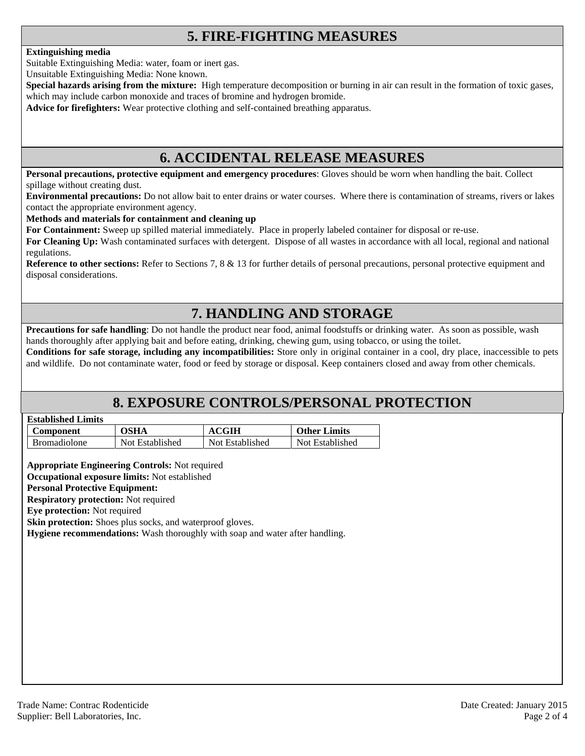## 5. FIRE-FIGHTING MEASURES

**Extinguishing media**

Suitable Extinguishing Media: water, foam or inert gas.

Unsuitable Extinguishing Media: None known.

**Special hazards arising from the mixture:** High temperature decomposition or burning in air can result in the formation of toxic gases, which may include carbon monoxide and traces of bromine and hydrogen bromide.

**Advice for firefighters:** Wear protective clothing and self-contained breathing apparatus.

## 6. ACCIDENTAL RELEASE MEASURES

**Personal precautions, protective equipment and emergency procedures**: Gloves should be worn when handling the bait. Collect spillage without creating dust.

**Environmental precautions:** Do not allow bait to enter drains or water courses. Where there is contamination of streams, rivers or lakes contact the appropriate environment agency.

**Methods and materials for containment and cleaning up**

**For Containment:** Sweep up spilled material immediately. Place in properly labeled container for disposal or re-use.

**For Cleaning Up:** Wash contaminated surfaces with detergent. Dispose of all wastes in accordance with all local, regional and national regulations.

**Reference to other sections:** Refer to Sections 7, 8 & 13 for further details of personal precautions, personal protective equipment and disposal considerations.

## 7. HANDLING AND STORAGE

**Precautions for safe handling**: Do not handle the product near food, animal foodstuffs or drinking water. As soon as possible, wash hands thoroughly after applying bait and before eating, drinking, chewing gum, using tobacco, or using the toilet.

**Conditions for safe storage, including any incompatibilities:** Store only in original container in a cool, dry place, inaccessible to pets and wildlife. Do not contaminate water, food or feed by storage or disposal. Keep containers closed and away from other chemicals.

## 8. EXPOSURE CONTROLS/PERSONAL PROTECTION

**Established Limits**

| Component | OSHA | ACGIH | Other Limits |
|---|---|---|---|
| Bromadiolone | Not Established | Not Established | Not Established |

**Appropriate Engineering Controls:** Not required

**Occupational exposure limits:** Not established

**Personal Protective Equipment:**

**Respiratory protection:** Not required

**Eye protection:** Not required

**Skin protection:** Shoes plus socks, and waterproof gloves.

**Hygiene recommendations:** Wash thoroughly with soap and water after handling.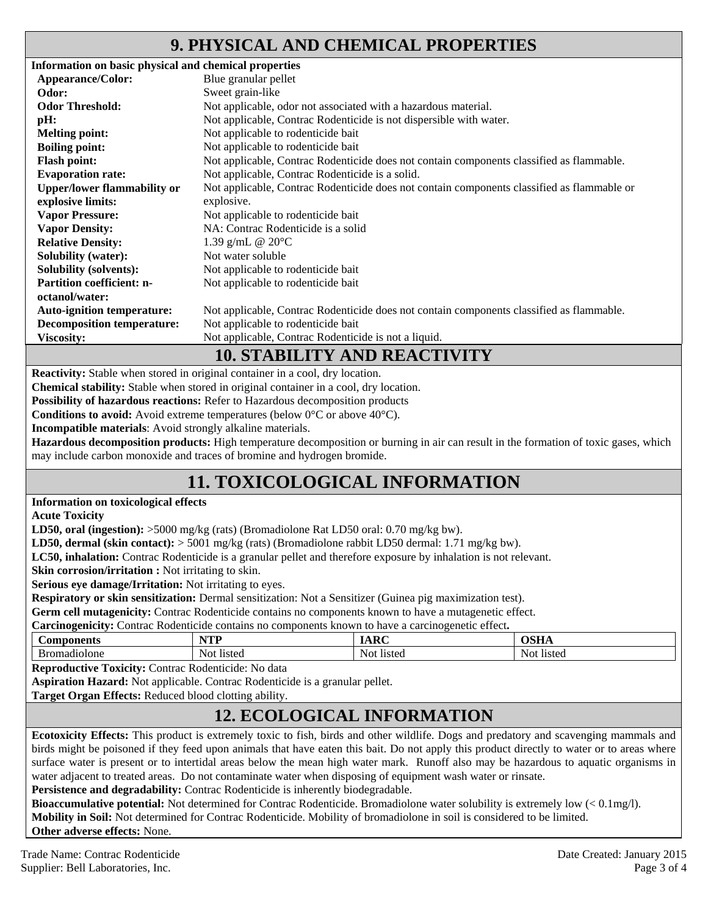## 9. PHYSICAL AND CHEMICAL PROPERTIES

**Information on basic physical and chemical properties**

| | |
|---|---|
| **Appearance/Color:** | Blue granular pellet |
| **Odor:** | Sweet grain-like |
| **Odor Threshold:** | Not applicable, odor not associated with a hazardous material. |
| **pH:** | Not applicable, Contrac Rodenticide is not dispersible with water. |
| **Melting point:** | Not applicable to rodenticide bait |
| **Boiling point:** | Not applicable to rodenticide bait |
| **Flash point:** | Not applicable, Contrac Rodenticide does not contain components classified as flammable. |
| **Evaporation rate:** | Not applicable, Contrac Rodenticide is a solid. |
| **Upper/lower flammability or explosive limits:** | Not applicable, Contrac Rodenticide does not contain components classified as flammable or explosive. |
| **Vapor Pressure:** | Not applicable to rodenticide bait |
| **Vapor Density:** | NA: Contrac Rodenticide is a solid |
| **Relative Density:** | 1.39 g/mL @ 20°C |
| **Solubility (water):** | Not water soluble |
| **Solubility (solvents):** | Not applicable to rodenticide bait |
| **Partition coefficient: n-octanol/water:** | Not applicable to rodenticide bait |
| **Auto-ignition temperature:** | Not applicable, Contrac Rodenticide does not contain components classified as flammable. |
| **Decomposition temperature:** | Not applicable to rodenticide bait |
| **Viscosity:** | Not applicable, Contrac Rodenticide is not a liquid. |

## 10. STABILITY AND REACTIVITY

**Reactivity:** Stable when stored in original container in a cool, dry location.

**Chemical stability:** Stable when stored in original container in a cool, dry location.

**Possibility of hazardous reactions:** Refer to Hazardous decomposition products

**Conditions to avoid:** Avoid extreme temperatures (below 0°C or above 40°C).

**Incompatible materials**: Avoid strongly alkaline materials.

**Hazardous decomposition products:** High temperature decomposition or burning in air can result in the formation of toxic gases, which may include carbon monoxide and traces of bromine and hydrogen bromide.

## 11. TOXICOLOGICAL INFORMATION

**Information on toxicological effects**

**Acute Toxicity**

**LD50, oral (ingestion):** >5000 mg/kg (rats) (Bromadiolone Rat LD50 oral: 0.70 mg/kg bw).

**LD50, dermal (skin contact):** > 5001 mg/kg (rats) (Bromadiolone rabbit LD50 dermal: 1.71 mg/kg bw).

**LC50, inhalation:** Contrac Rodenticide is a granular pellet and therefore exposure by inhalation is not relevant.

**Skin corrosion/irritation :** Not irritating to skin.

**Serious eye damage/Irritation:** Not irritating to eyes.

**Respiratory or skin sensitization:** Dermal sensitization: Not a Sensitizer (Guinea pig maximization test).

**Germ cell mutagenicity:** Contrac Rodenticide contains no components known to have a mutagenetic effect.

**Carcinogenicity:** Contrac Rodenticide contains no components known to have a carcinogenetic effect**.**

| Components | NTP | IARC | OSHA |
|---|---|---|---|
| Bromadiolone | Not listed | Not listed | Not listed |

**Reproductive Toxicity:** Contrac Rodenticide: No data

**Aspiration Hazard:** Not applicable. Contrac Rodenticide is a granular pellet.

**Target Organ Effects:** Reduced blood clotting ability.

## 12. ECOLOGICAL INFORMATION

**Ecotoxicity Effects:** This product is extremely toxic to fish, birds and other wildlife. Dogs and predatory and scavenging mammals and birds might be poisoned if they feed upon animals that have eaten this bait. Do not apply this product directly to water or to areas where surface water is present or to intertidal areas below the mean high water mark. Runoff also may be hazardous to aquatic organisms in water adjacent to treated areas. Do not contaminate water when disposing of equipment wash water or rinsate.

**Persistence and degradability:** Contrac Rodenticide is inherently biodegradable.

**Bioaccumulative potential:** Not determined for Contrac Rodenticide. Bromadiolone water solubility is extremely low (< 0.1mg/l).

**Mobility in Soil:** Not determined for Contrac Rodenticide. Mobility of bromadiolone in soil is considered to be limited.

**Other adverse effects:** None.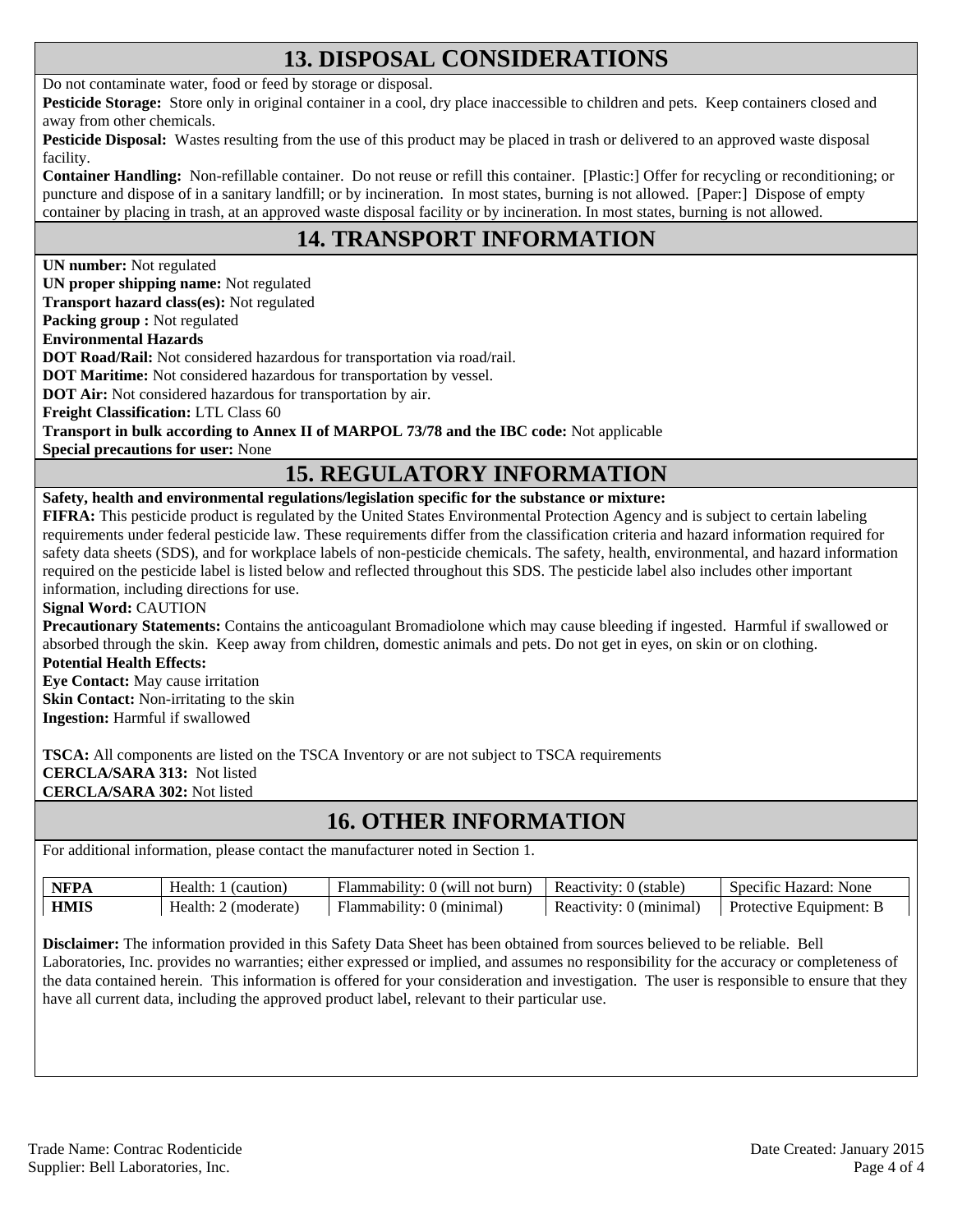## 13. DISPOSAL CONSIDERATIONS

Do not contaminate water, food or feed by storage or disposal.

**Pesticide Storage:** Store only in original container in a cool, dry place inaccessible to children and pets. Keep containers closed and away from other chemicals.

**Pesticide Disposal:** Wastes resulting from the use of this product may be placed in trash or delivered to an approved waste disposal facility.

**Container Handling:** Non-refillable container. Do not reuse or refill this container. [Plastic:] Offer for recycling or reconditioning; or puncture and dispose of in a sanitary landfill; or by incineration. In most states, burning is not allowed. [Paper:] Dispose of empty container by placing in trash, at an approved waste disposal facility or by incineration. In most states, burning is not allowed.

## 14. TRANSPORT INFORMATION

**UN number:** Not regulated
**UN proper shipping name:** Not regulated
**Transport hazard class(es):** Not regulated
**Packing group :** Not regulated
**Environmental Hazards**
**DOT Road/Rail:** Not considered hazardous for transportation via road/rail.
**DOT Maritime:** Not considered hazardous for transportation by vessel.
**DOT Air:** Not considered hazardous for transportation by air.
**Freight Classification:** LTL Class 60
**Transport in bulk according to Annex II of MARPOL 73/78 and the IBC code:** Not applicable
**Special precautions for user:** None

## 15. REGULATORY INFORMATION

**Safety, health and environmental regulations/legislation specific for the substance or mixture:**

**FIFRA:** This pesticide product is regulated by the United States Environmental Protection Agency and is subject to certain labeling requirements under federal pesticide law. These requirements differ from the classification criteria and hazard information required for safety data sheets (SDS), and for workplace labels of non-pesticide chemicals. The safety, health, environmental, and hazard information required on the pesticide label is listed below and reflected throughout this SDS. The pesticide label also includes other important information, including directions for use.

**Signal Word:** CAUTION

**Precautionary Statements:** Contains the anticoagulant Bromadiolone which may cause bleeding if ingested. Harmful if swallowed or absorbed through the skin. Keep away from children, domestic animals and pets. Do not get in eyes, on skin or on clothing.

**Potential Health Effects:**
**Eye Contact:** May cause irritation
**Skin Contact:** Non-irritating to the skin
**Ingestion:** Harmful if swallowed

**TSCA:** All components are listed on the TSCA Inventory or are not subject to TSCA requirements
**CERCLA/SARA 313:** Not listed
**CERCLA/SARA 302:** Not listed

## 16. OTHER INFORMATION

For additional information, please contact the manufacturer noted in Section 1.

| | | | | |
|---|---|---|---|---|
| **NFPA** | Health: 1 (caution) | Flammability: 0 (will not burn) | Reactivity: 0 (stable) | Specific Hazard: None |
| **HMIS** | Health: 2 (moderate) | Flammability: 0 (minimal) | Reactivity: 0 (minimal) | Protective Equipment: B |

**Disclaimer:** The information provided in this Safety Data Sheet has been obtained from sources believed to be reliable. Bell Laboratories, Inc. provides no warranties; either expressed or implied, and assumes no responsibility for the accuracy or completeness of the data contained herein. This information is offered for your consideration and investigation. The user is responsible to ensure that they have all current data, including the approved product label, relevant to their particular use.